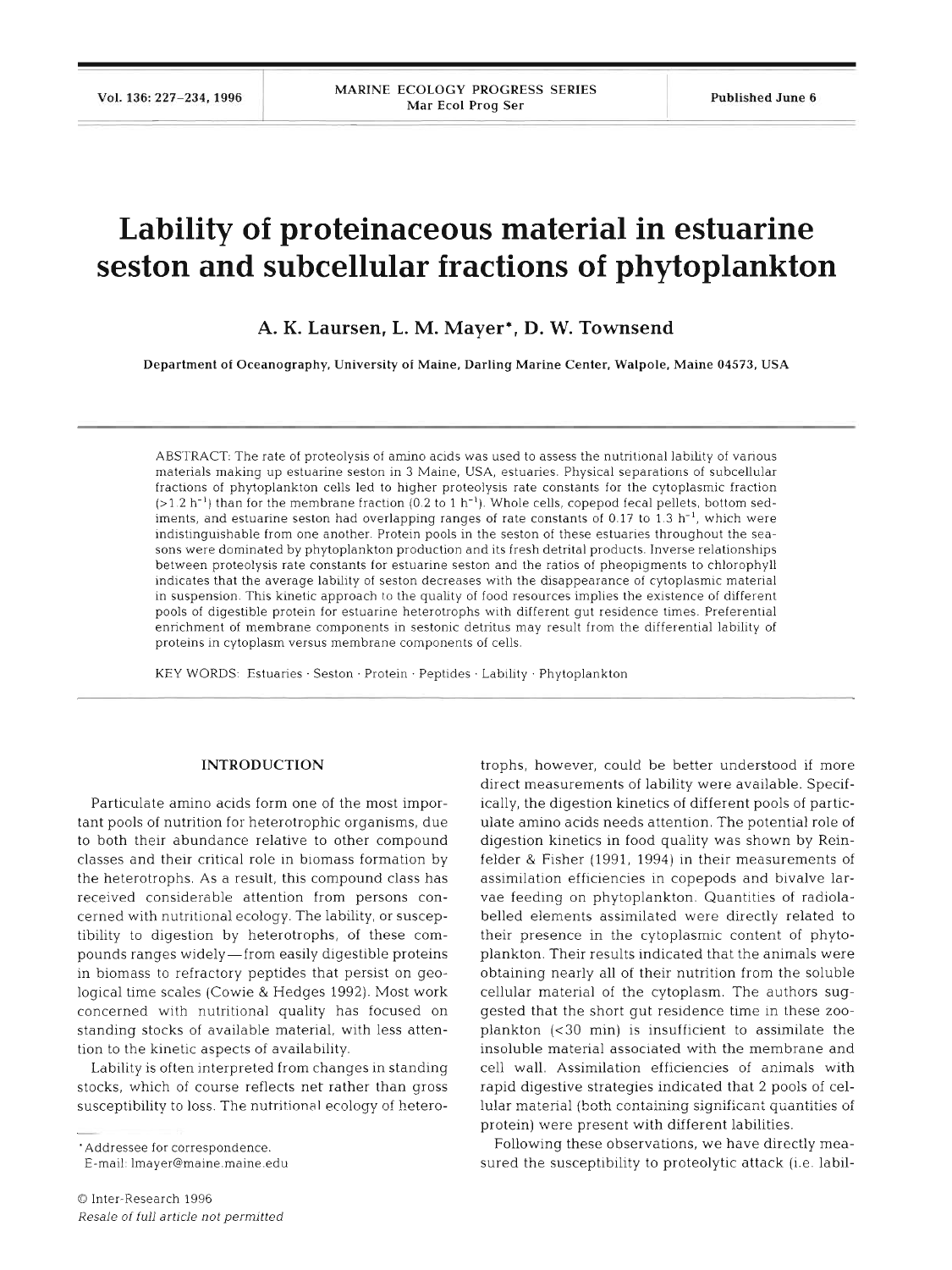# Lability of proteinaceous material in estuarine seston and subcellular fractions of phytoplankton

**A. K. Laursen, L. M. Mayer*, D. W. Townsend**

Department of Oceanography, University of Maine, Darling Marine Center, Walpole, Maine 04573, USA

ABSTRACT: The rate of proteolysis of amino acids was used to assess the nutritional lability of various materials making up estuarine seston in 3 Maine, USA, estuaries. Physical separations of subcellular fractions of phytoplankton cells led to higher proteolysis rate constants for the cytoplasmic fraction ($>1.2$ $h^{-1}$) than for the membrane fraction (0.2 to 1 $h^{-1}$). Whole cells, copepod fecal pellets, bottom sediments, and estuarine seston had overlapping ranges of rate constants of 0.17 to 1.3 $h^{-1}$, which were indistinguishable from one another. Protein pools in the seston of these estuaries throughout the seasons were dominated by phytoplankton production and its fresh detrital products. Inverse relationships between proteolysis rate constants for estuarine seston and the ratios of pheopigments to chlorophyll indicates that the average lability of seston decreases with the disappearance of cytoplasmic material in suspension. This kinetic approach to the quality of food resources implies the existence of different pools of digestible protein for estuarine heterotrophs with different gut residence times. Preferential enrichment of membrane components in sestonic detritus may result from the differential lability of proteins in cytoplasm versus membrane components of cells.

KEY WORDS: Estuaries · Seston · Protein · Peptides · Lability · Phytoplankton

## INTRODUCTION

Particulate amino acids form one of the most important pools of nutrition for heterotrophic organisms, due to both their abundance relative to other compound classes and their critical role in biomass formation by the heterotrophs. As a result, this compound class has received considerable attention from persons concerned with nutritional ecology. The lability, or susceptibility to digestion by heterotrophs, of these compounds ranges widely—from easily digestible proteins in biomass to refractory peptides that persist on geological time scales (Cowie & Hedges 1992). Most work concerned with nutritional quality has focused on standing stocks of available material, with less attention to the kinetic aspects of availability.

Lability is often interpreted from changes in standing stocks, which of course reflects net rather than gross susceptibility to loss. The nutritional ecology of heterotrophs, however, could be better understood if more direct measurements of lability were available. Specifically, the digestion kinetics of different pools of particulate amino acids needs attention. The potential role of digestion kinetics in food quality was shown by Reinfelder & Fisher (1991, 1994) in their measurements of assimilation efficiencies in copepods and bivalve larvae feeding on phytoplankton. Quantities of radiolabelled elements assimilated were directly related to their presence in the cytoplasmic content of phytoplankton. Their results indicated that the animals were obtaining nearly all of their nutrition from the soluble cellular material of the cytoplasm. The authors suggested that the short gut residence time in these zooplankton (<30 min) is insufficient to assimilate the insoluble material associated with the membrane and cell wall. Assimilation efficiencies of animals with rapid digestive strategies indicated that 2 pools of cellular material (both containing significant quantities of protein) were present with different labilities.

Following these observations, we have directly measured the susceptibility to proteolytic attack (i.e. labil-

*Addressee for correspondence.
E-mail: lmayer@maine.maine.edu

© Inter-Research 1996
*Resale of full article not permitted*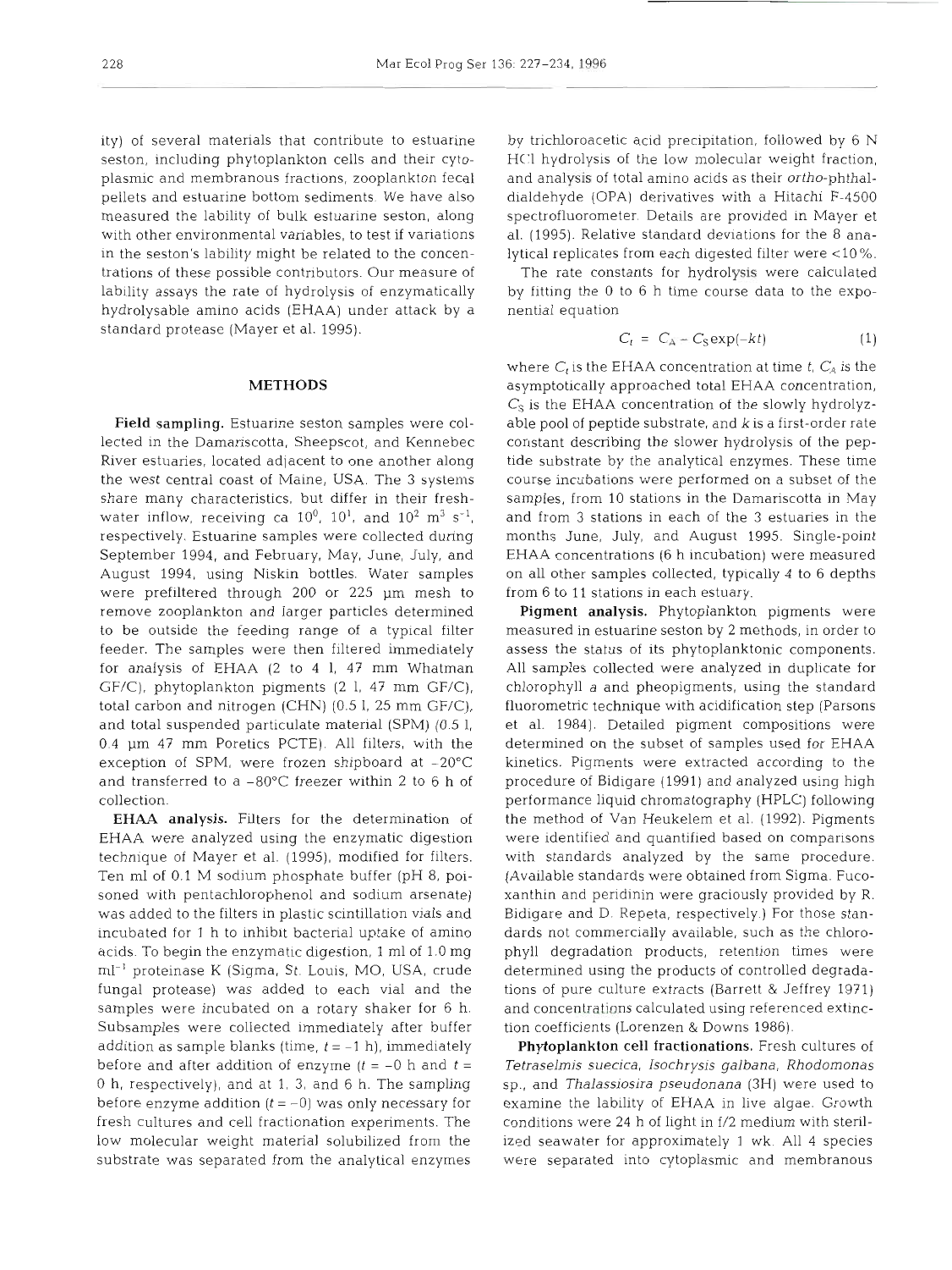ity) of several materials that contribute to estuarine seston, including phytoplankton cells and their cytoplasmic and membranous fractions, zooplankton fecal pellets and estuarine bottom sediments. We have also measured the lability of bulk estuarine seston, along with other environmental variables, to test if variations in the seston's lability might be related to the concentrations of these possible contributors. Our measure of lability assays the rate of hydrolysis of enzymatically hydrolysable amino acids (EHAA) under attack by a standard protease (Mayer et al. 1995).

## METHODS

**Field sampling.** Estuarine seston samples were collected in the Damariscotta, Sheepscot, and Kennebec River estuaries, located adjacent to one another along the west central coast of Maine, USA. The 3 systems share many characteristics, but differ in their freshwater inflow, receiving ca $10^0$, $10^1$, and $10^2$ m$^3$ s$^{-1}$, respectively. Estuarine samples were collected during September 1994, and February, May, June, July, and August 1994, using Niskin bottles. Water samples were prefiltered through 200 or 225 µm mesh to remove zooplankton and larger particles determined to be outside the feeding range of a typical filter feeder. The samples were then filtered immediately for analysis of EHAA (2 to 4 l, 47 mm Whatman GF/C), phytoplankton pigments (2 l, 47 mm GF/C), total carbon and nitrogen (CHN) (0.5 l, 25 mm GF/C), and total suspended particulate material (SPM) (0.5 l, 0.4 µm 47 mm Poretics PCTE). All filters, with the exception of SPM, were frozen shipboard at −20°C and transferred to a −80°C freezer within 2 to 6 h of collection.

**EHAA analysis.** Filters for the determination of EHAA were analyzed using the enzymatic digestion technique of Mayer et al. (1995), modified for filters. Ten ml of 0.1 M sodium phosphate buffer (pH 8, poisoned with pentachlorophenol and sodium arsenate) was added to the filters in plastic scintillation vials and incubated for 1 h to inhibit bacterial uptake of amino acids. To begin the enzymatic digestion, 1 ml of 1.0 mg ml$^{-1}$ proteinase K (Sigma, St. Louis, MO, USA, crude fungal protease) was added to each vial and the samples were incubated on a rotary shaker for 6 h. Subsamples were collected immediately after buffer addition as sample blanks (time, $t = -1$ h), immediately before and after addition of enzyme ($t = -0$ h and $t = 0$ h, respectively), and at 1, 3, and 6 h. The sampling before enzyme addition ($t = -0$) was only necessary for fresh cultures and cell fractionation experiments. The low molecular weight material solubilized from the substrate was separated from the analytical enzymes by trichloroacetic acid precipitation, followed by 6 N HCl hydrolysis of the low molecular weight fraction, and analysis of total amino acids as their *ortho*-phthaldialdehyde (OPA) derivatives with a Hitachi F-4500 spectrofluorometer. Details are provided in Mayer et al. (1995). Relative standard deviations for the 8 analytical replicates from each digested filter were <10%.

The rate constants for hydrolysis were calculated by fitting the 0 to 6 h time course data to the exponential equation

$$C_t = C_A - C_S \exp(-kt) \qquad (1)$$

where $C_t$ is the EHAA concentration at time $t$, $C_A$ is the asymptotically approached total EHAA concentration, $C_S$ is the EHAA concentration of the slowly hydrolyzable pool of peptide substrate, and $k$ is a first-order rate constant describing the slower hydrolysis of the peptide substrate by the analytical enzymes. These time course incubations were performed on a subset of the samples, from 10 stations in the Damariscotta in May and from 3 stations in each of the 3 estuaries in the months June, July, and August 1995. Single-point EHAA concentrations (6 h incubation) were measured on all other samples collected, typically 4 to 6 depths from 6 to 11 stations in each estuary.

**Pigment analysis.** Phytoplankton pigments were measured in estuarine seston by 2 methods, in order to assess the status of its phytoplanktonic components. All samples collected were analyzed in duplicate for chlorophyll *a* and pheopigments, using the standard fluorometric technique with acidification step (Parsons et al. 1984). Detailed pigment compositions were determined on the subset of samples used for EHAA kinetics. Pigments were extracted according to the procedure of Bidigare (1991) and analyzed using high performance liquid chromatography (HPLC) following the method of Van Heukelem et al. (1992). Pigments were identified and quantified based on comparisons with standards analyzed by the same procedure. (Available standards were obtained from Sigma. Fucoxanthin and peridinin were graciously provided by R. Bidigare and D. Repeta, respectively.) For those standards not commercially available, such as the chlorophyll degradation products, retention times were determined using the products of controlled degradations of pure culture extracts (Barrett & Jeffrey 1971) and concentrations calculated using referenced extinction coefficients (Lorenzen & Downs 1986).

**Phytoplankton cell fractionations.** Fresh cultures of *Tetraselmis suecica*, *Isochrysis galbana*, *Rhodomonas* sp., and *Thalassiosira pseudonana* (3H) were used to examine the lability of EHAA in live algae. Growth conditions were 24 h of light in f/2 medium with sterilized seawater for approximately 1 wk. All 4 species were separated into cytoplasmic and membranous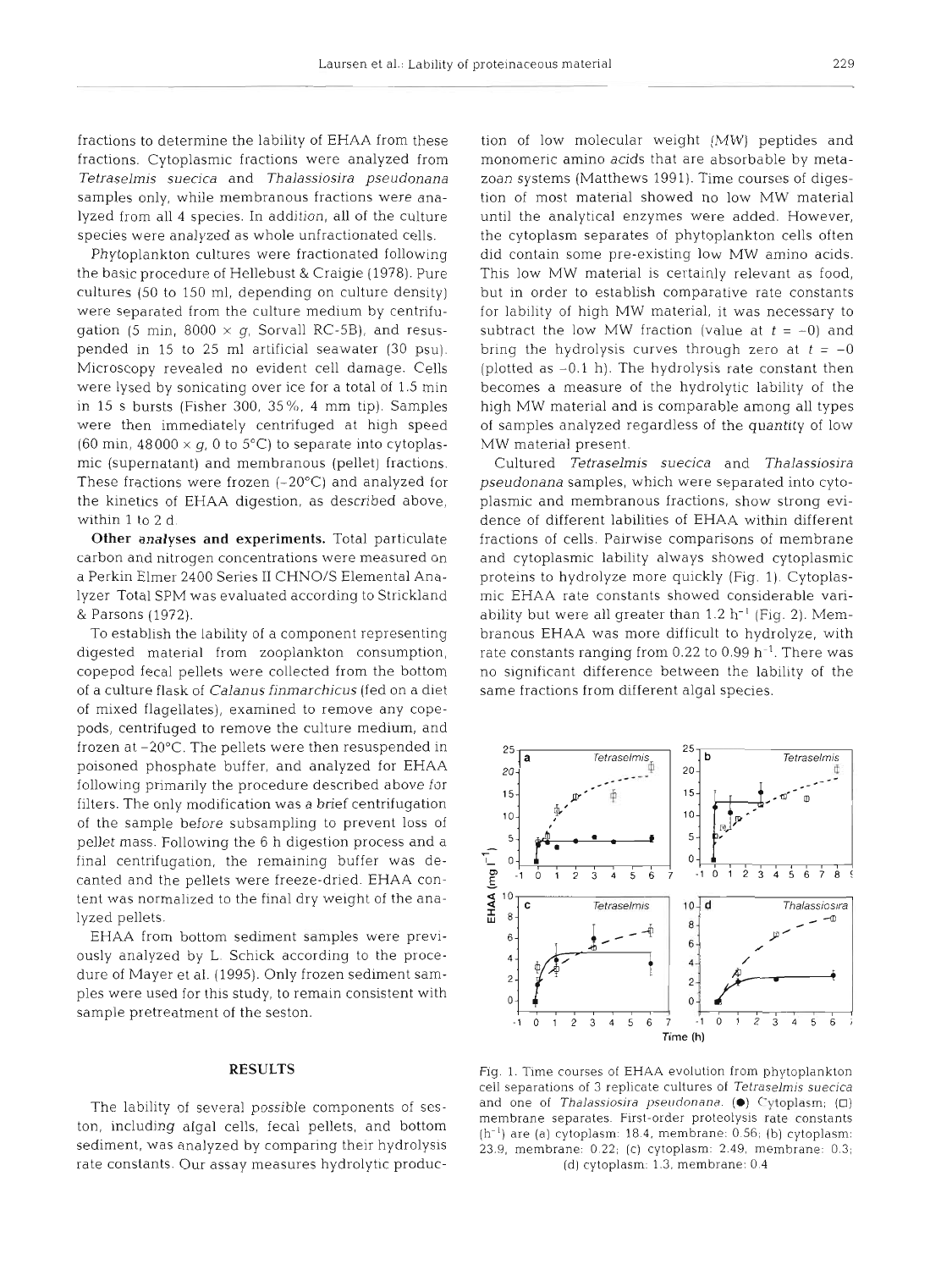fractions to determine the lability of EHAA from these fractions. Cytoplasmic fractions were analyzed from *Tetraselmis suecica* and *Thalassiosira pseudonana* samples only, while membranous fractions were analyzed from all 4 species. In addition, all of the culture species were analyzed as whole unfractionated cells.

Phytoplankton cultures were fractionated following the basic procedure of Hellebust & Craigie (1978). Pure cultures (50 to 150 ml, depending on culture density) were separated from the culture medium by centrifugation (5 min, 8000 × *g*, Sorvall RC-5B), and resuspended in 15 to 25 ml artificial seawater (30 psu). Microscopy revealed no evident cell damage. Cells were lysed by sonicating over ice for a total of 1.5 min in 15 s bursts (Fisher 300, 35%, 4 mm tip). Samples were then immediately centrifuged at high speed (60 min, 48000 × *g*, 0 to 5°C) to separate into cytoplasmic (supernatant) and membranous (pellet) fractions. These fractions were frozen (–20°C) and analyzed for the kinetics of EHAA digestion, as described above, within 1 to 2 d.

**Other analyses and experiments.** Total particulate carbon and nitrogen concentrations were measured on a Perkin Elmer 2400 Series II CHNO/S Elemental Analyzer. Total SPM was evaluated according to Strickland & Parsons (1972).

To establish the lability of a component representing digested material from zooplankton consumption, copepod fecal pellets were collected from the bottom of a culture flask of *Calanus finmarchicus* (fed on a diet of mixed flagellates), examined to remove any copepods, centrifuged to remove the culture medium, and frozen at –20°C. The pellets were then resuspended in poisoned phosphate buffer, and analyzed for EHAA following primarily the procedure described above for filters. The only modification was a brief centrifugation of the sample before subsampling to prevent loss of pellet mass. Following the 6 h digestion process and a final centrifugation, the remaining buffer was decanted and the pellets were freeze-dried. EHAA content was normalized to the final dry weight of the analyzed pellets.

EHAA from bottom sediment samples were previously analyzed by L. Schick according to the procedure of Mayer et al. (1995). Only frozen sediment samples were used for this study, to remain consistent with sample pretreatment of the seston.

## RESULTS

The lability of several possible components of seston, including algal cells, fecal pellets, and bottom sediment, was analyzed by comparing their hydrolysis rate constants. Our assay measures hydrolytic production of low molecular weight (MW) peptides and monomeric amino acids that are absorbable by metazoan systems (Matthews 1991). Time courses of digestion of most material showed no low MW material until the analytical enzymes were added. However, the cytoplasm separates of phytoplankton cells often did contain some pre-existing low MW amino acids. This low MW material is certainly relevant as food, but in order to establish comparative rate constants for lability of high MW material, it was necessary to subtract the low MW fraction (value at $t = -0$) and bring the hydrolysis curves through zero at $t = -0$ (plotted as –0.1 h). The hydrolysis rate constant then becomes a measure of the hydrolytic lability of the high MW material and is comparable among all types of samples analyzed regardless of the quantity of low MW material present.

Cultured *Tetraselmis suecica* and *Thalassiosira pseudonana* samples, which were separated into cytoplasmic and membranous fractions, show strong evidence of different labilities of EHAA within different fractions of cells. Pairwise comparisons of membrane and cytoplasmic lability always showed cytoplasmic proteins to hydrolyze more quickly (Fig. 1). Cytoplasmic EHAA rate constants showed considerable variability but were all greater than 1.2 $h^{-1}$ (Fig. 2). Membranous EHAA was more difficult to hydrolyze, with rate constants ranging from 0.22 to 0.99 $h^{-1}$. There was no significant difference between the lability of the same fractions from different algal species.

Fig. 1. Time courses of EHAA evolution from phytoplankton cell separations of 3 replicate cultures of *Tetraselmis suecica* and one of *Thalassiosira pseudonana*. (●) Cytoplasm; (□) membrane separates. First-order proteolysis rate constants ($h^{-1}$) are (a) cytoplasm: 18.4, membrane: 0.56; (b) cytoplasm: 23.9, membrane: 0.22; (c) cytoplasm: 2.49, membrane: 0.3; (d) cytoplasm: 1.3, membrane: 0.4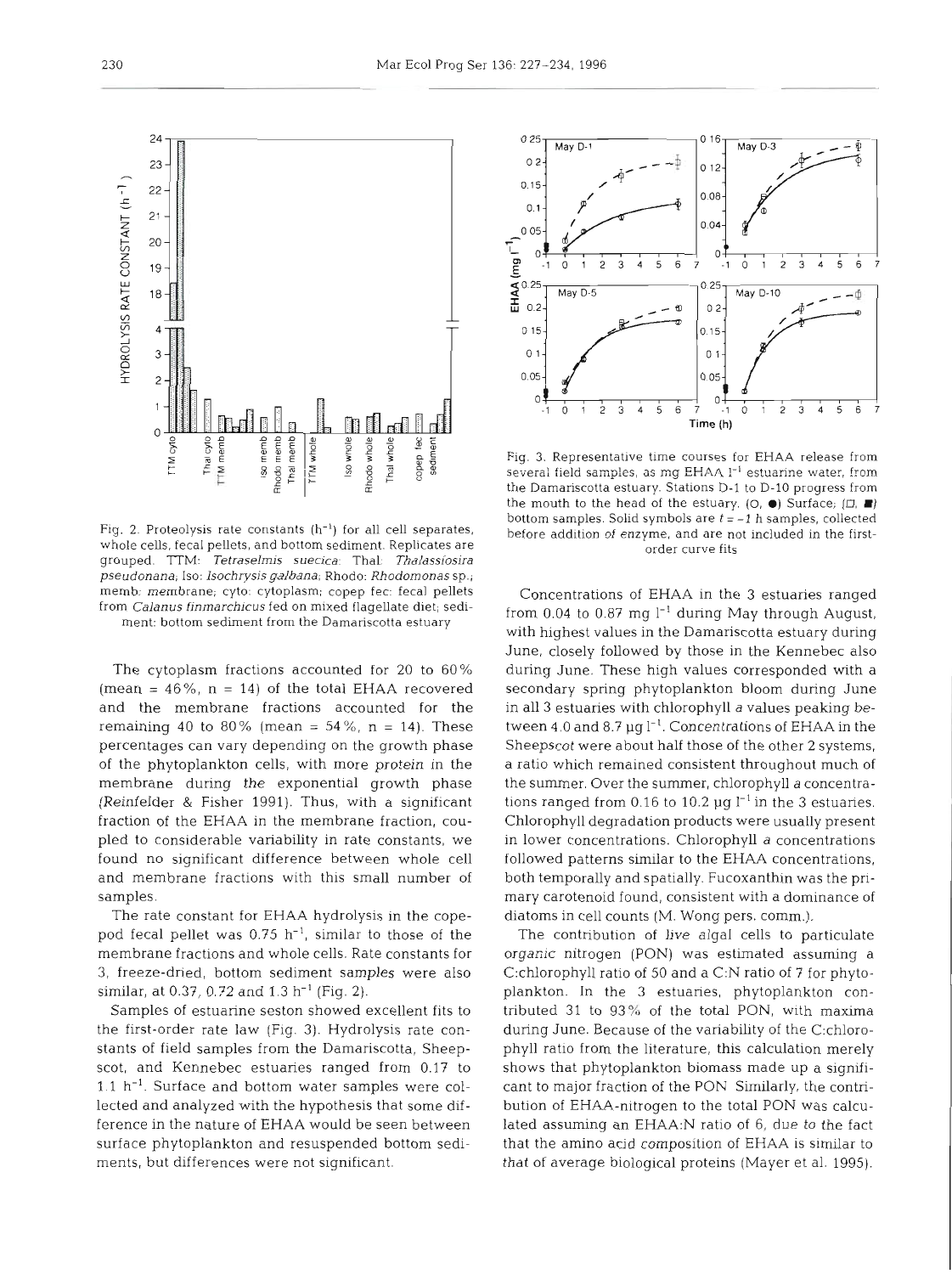Fig. 2. Proteolysis rate constants ($h^{-1}$) for all cell separates, whole cells, fecal pellets, and bottom sediment. Replicates are grouped. TTM: *Tetraselmis suecica*; Thal: *Thalassiosira pseudonana*; Iso: *Isochrysis galbana*; Rhodo: *Rhodomonas* sp.; memb: membrane; cyto: cytoplasm; copep fec: fecal pellets from *Calanus finmarchicus* fed on mixed flagellate diet; sediment: bottom sediment from the Damariscotta estuary

The cytoplasm fractions accounted for 20 to 60% (mean = 46%, n = 14) of the total EHAA recovered and the membrane fractions accounted for the remaining 40 to 80% (mean = 54%, n = 14). These percentages can vary depending on the growth phase of the phytoplankton cells, with more protein in the membrane during the exponential growth phase (Reinfelder & Fisher 1991). Thus, with a significant fraction of the EHAA in the membrane fraction, coupled to considerable variability in rate constants, we found no significant difference between whole cell and membrane fractions with this small number of samples.

The rate constant for EHAA hydrolysis in the copepod fecal pellet was 0.75 $h^{-1}$, similar to those of the membrane fractions and whole cells. Rate constants for 3, freeze-dried, bottom sediment samples were also similar, at 0.37, 0.72 and 1.3 $h^{-1}$ (Fig. 2).

Samples of estuarine seston showed excellent fits to the first-order rate law (Fig. 3). Hydrolysis rate constants of field samples from the Damariscotta, Sheepscot, and Kennebec estuaries ranged from 0.17 to 1.1 $h^{-1}$. Surface and bottom water samples were collected and analyzed with the hypothesis that some difference in the nature of EHAA would be seen between surface phytoplankton and resuspended bottom sediments, but differences were not significant.

Fig. 3. Representative time courses for EHAA release from several field samples, as mg EHAA $l^{-1}$ estuarine water, from the Damariscotta estuary. Stations D-1 to D-10 progress from the mouth to the head of the estuary. (○, ●) Surface; (□, ■) bottom samples. Solid symbols are $t = -1$ h samples, collected before addition of enzyme, and are not included in the first-order curve fits

Concentrations of EHAA in the 3 estuaries ranged from 0.04 to 0.87 mg $l^{-1}$ during May through August, with highest values in the Damariscotta estuary during June, closely followed by those in the Kennebec also during June. These high values corresponded with a secondary spring phytoplankton bloom during June in all 3 estuaries with chlorophyll *a* values peaking between 4.0 and 8.7 µg $l^{-1}$. Concentrations of EHAA in the Sheepscot were about half those of the other 2 systems, a ratio which remained consistent throughout much of the summer. Over the summer, chlorophyll *a* concentrations ranged from 0.16 to 10.2 µg $l^{-1}$ in the 3 estuaries. Chlorophyll degradation products were usually present in lower concentrations. Chlorophyll *a* concentrations followed patterns similar to the EHAA concentrations, both temporally and spatially. Fucoxanthin was the primary carotenoid found, consistent with a dominance of diatoms in cell counts (M. Wong pers. comm.).

The contribution of live algal cells to particulate organic nitrogen (PON) was estimated assuming a C:chlorophyll ratio of 50 and a C:N ratio of 7 for phytoplankton. In the 3 estuaries, phytoplankton contributed 31 to 93% of the total PON, with maxima during June. Because of the variability of the C:chlorophyll ratio from the literature, this calculation merely shows that phytoplankton biomass made up a significant to major fraction of the PON. Similarly, the contribution of EHAA-nitrogen to the total PON was calculated assuming an EHAA:N ratio of 6, due to the fact that the amino acid composition of EHAA is similar to that of average biological proteins (Mayer et al. 1995).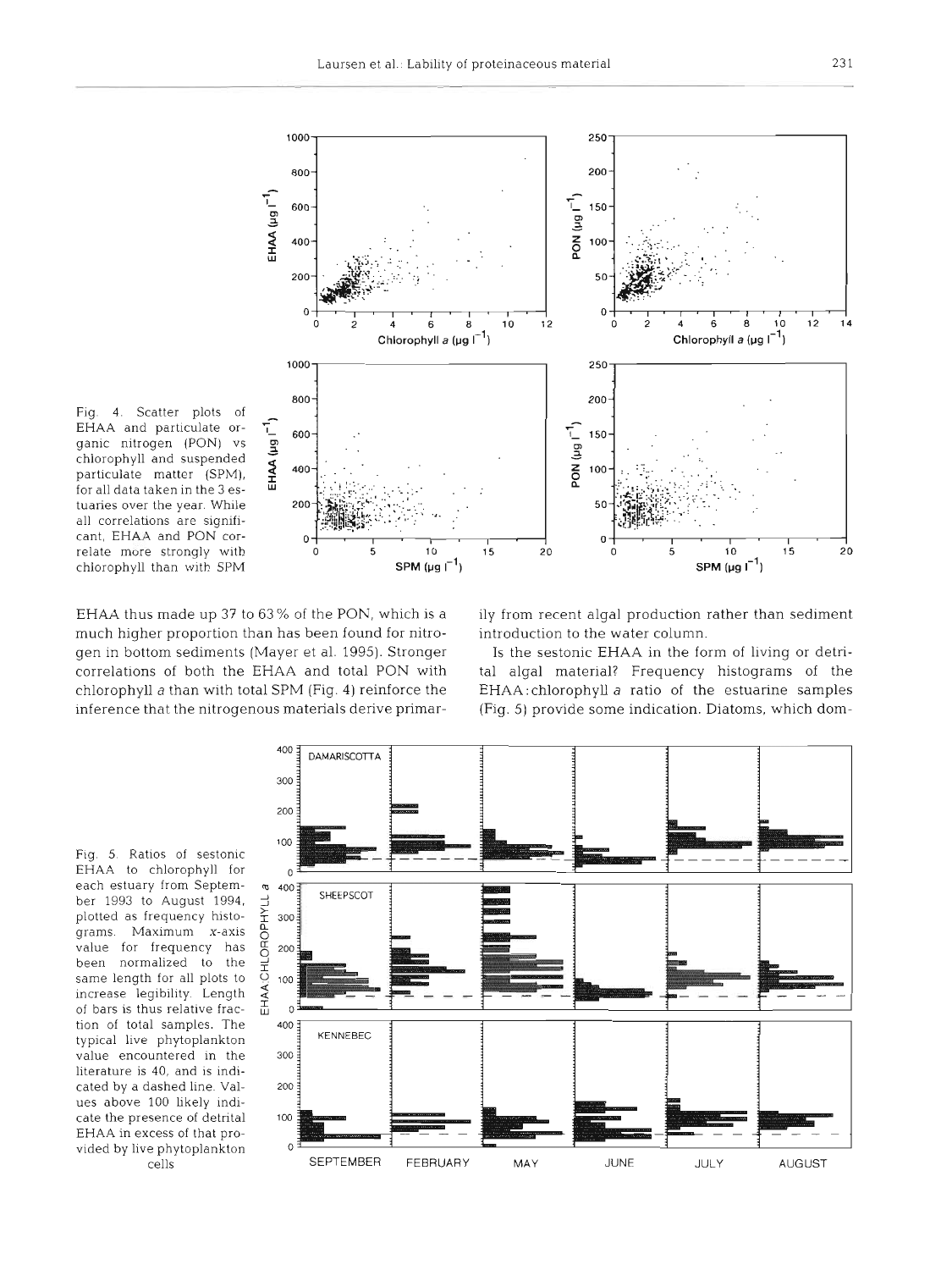Fig. 4. Scatter plots of EHAA and particulate organic nitrogen (PON) vs chlorophyll and suspended particulate matter (SPM), for all data taken in the 3 estuaries over the year. While all correlations are significant, EHAA and PON correlate more strongly with chlorophyll than with SPM

EHAA thus made up 37 to 63% of the PON, which is a much higher proportion than has been found for nitrogen in bottom sediments (Mayer et al. 1995). Stronger correlations of both the EHAA and total PON with chlorophyll *a* than with total SPM (Fig. 4) reinforce the inference that the nitrogenous materials derive primarily from recent algal production rather than sediment introduction to the water column.

Is the sestonic EHAA in the form of living or detrital algal material? Frequency histograms of the EHAA:chlorophyll *a* ratio of the estuarine samples (Fig. 5) provide some indication. Diatoms, which dom-

Fig. 5. Ratios of sestonic EHAA to chlorophyll for each estuary from September 1993 to August 1994, plotted as frequency histograms. Maximum *x*-axis value for frequency has been normalized to the same length for all plots to increase legibility. Length of bars is thus relative fraction of total samples. The typical live phytoplankton value encountered in the literature is 40, and is indicated by a dashed line. Values above 100 likely indicate the presence of detrital EHAA in excess of that provided by live phytoplankton cells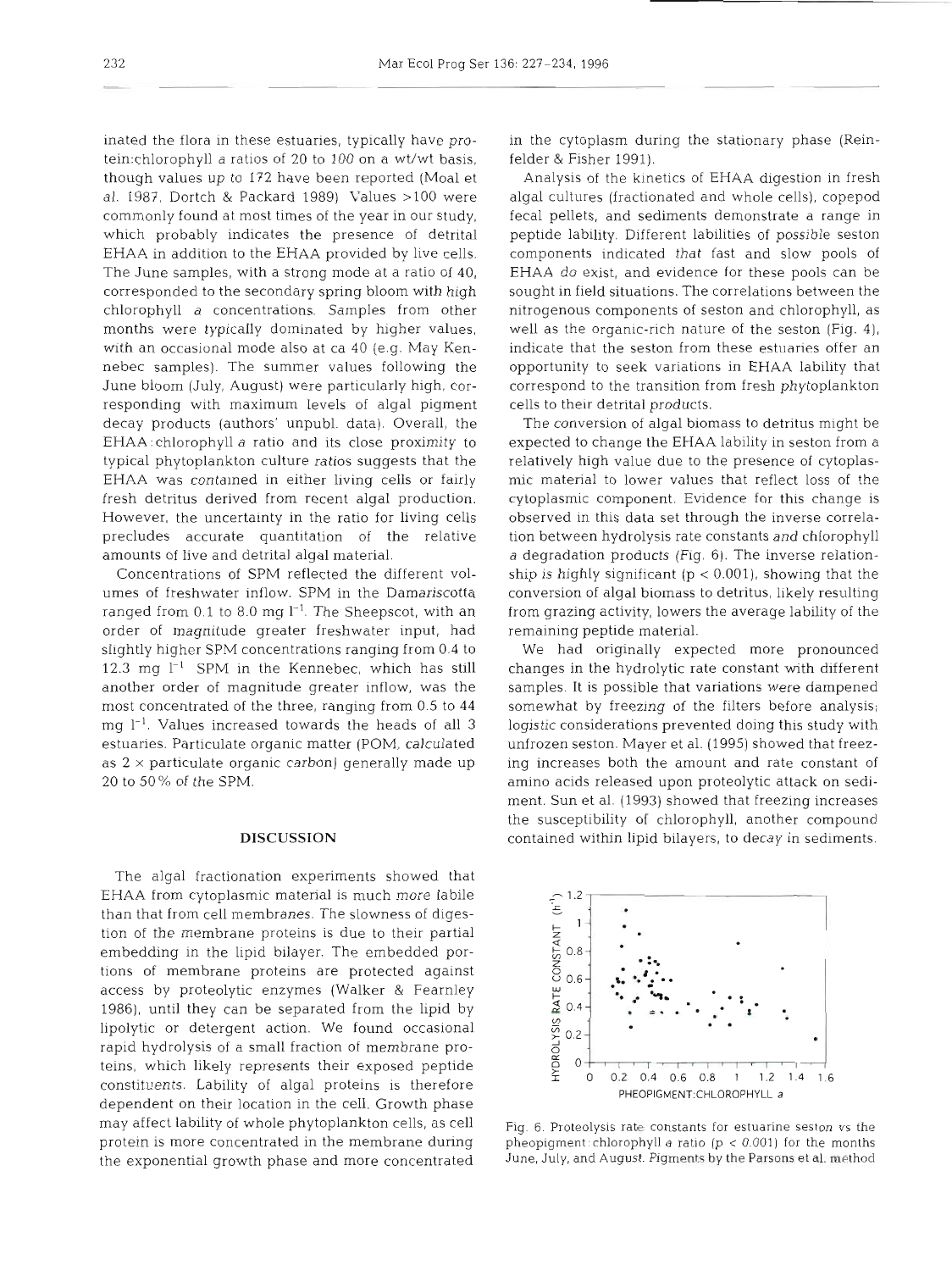inated the flora in these estuaries, typically have protein:chlorophyll *a* ratios of 20 to 100 on a wt/wt basis, though values up to 172 have been reported (Moal et al. 1987, Dortch & Packard 1989). Values >100 were commonly found at most times of the year in our study, which probably indicates the presence of detrital EHAA in addition to the EHAA provided by live cells. The June samples, with a strong mode at a ratio of 40, corresponded to the secondary spring bloom with high chlorophyll *a* concentrations. Samples from other months were typically dominated by higher values, with an occasional mode also at ca 40 (e.g. May Kennebec samples). The summer values following the June bloom (July, August) were particularly high, corresponding with maximum levels of algal pigment decay products (authors' unpubl. data). Overall, the EHAA:chlorophyll *a* ratio and its close proximity to typical phytoplankton culture ratios suggests that the EHAA was contained in either living cells or fairly fresh detritus derived from recent algal production. However, the uncertainty in the ratio for living cells precludes accurate quantitation of the relative amounts of live and detrital algal material.

Concentrations of SPM reflected the different volumes of freshwater inflow. SPM in the Damariscotta ranged from 0.1 to 8.0 mg $l^{-1}$. The Sheepscot, with an order of magnitude greater freshwater input, had slightly higher SPM concentrations ranging from 0.4 to 12.3 mg $l^{-1}$. SPM in the Kennebec, which has still another order of magnitude greater inflow, was the most concentrated of the three, ranging from 0.5 to 44 mg $l^{-1}$. Values increased towards the heads of all 3 estuaries. Particulate organic matter (POM, calculated as 2 × particulate organic carbon) generally made up 20 to 50% of the SPM.

## DISCUSSION

The algal fractionation experiments showed that EHAA from cytoplasmic material is much more labile than that from cell membranes. The slowness of digestion of the membrane proteins is due to their partial embedding in the lipid bilayer. The embedded portions of membrane proteins are protected against access by proteolytic enzymes (Walker & Fearnley 1986), until they can be separated from the lipid by lipolytic or detergent action. We found occasional rapid hydrolysis of a small fraction of membrane proteins, which likely represents their exposed peptide constituents. Lability of algal proteins is therefore dependent on their location in the cell. Growth phase may affect lability of whole phytoplankton cells, as cell protein is more concentrated in the membrane during the exponential growth phase and more concentrated in the cytoplasm during the stationary phase (Reinfelder & Fisher 1991).

Analysis of the kinetics of EHAA digestion in fresh algal cultures (fractionated and whole cells), copepod fecal pellets, and sediments demonstrate a range in peptide lability. Different labilities of possible seston components indicated that fast and slow pools of EHAA do exist, and evidence for these pools can be sought in field situations. The correlations between the nitrogenous components of seston and chlorophyll, as well as the organic-rich nature of the seston (Fig. 4), indicate that the seston from these estuaries offer an opportunity to seek variations in EHAA lability that correspond to the transition from fresh phytoplankton cells to their detrital products.

The conversion of algal biomass to detritus might be expected to change the EHAA lability in seston from a relatively high value due to the presence of cytoplasmic material to lower values that reflect loss of the cytoplasmic component. Evidence for this change is observed in this data set through the inverse correlation between hydrolysis rate constants and chlorophyll *a* degradation products (Fig. 6). The inverse relationship is highly significant ($p < 0.001$), showing that the conversion of algal biomass to detritus, likely resulting from grazing activity, lowers the average lability of the remaining peptide material.

We had originally expected more pronounced changes in the hydrolytic rate constant with different samples. It is possible that variations were dampened somewhat by freezing of the filters before analysis; logistic considerations prevented doing this study with unfrozen seston. Mayer et al. (1995) showed that freezing increases both the amount and rate constant of amino acids released upon proteolytic attack on sediment. Sun et al. (1993) showed that freezing increases the susceptibility of chlorophyll, another compound contained within lipid bilayers, to decay in sediments.

Fig. 6. Proteolysis rate constants for estuarine seston vs the pheopigment:chlorophyll *a* ratio ($p < 0.001$) for the months June, July, and August. Pigments by the Parsons et al. method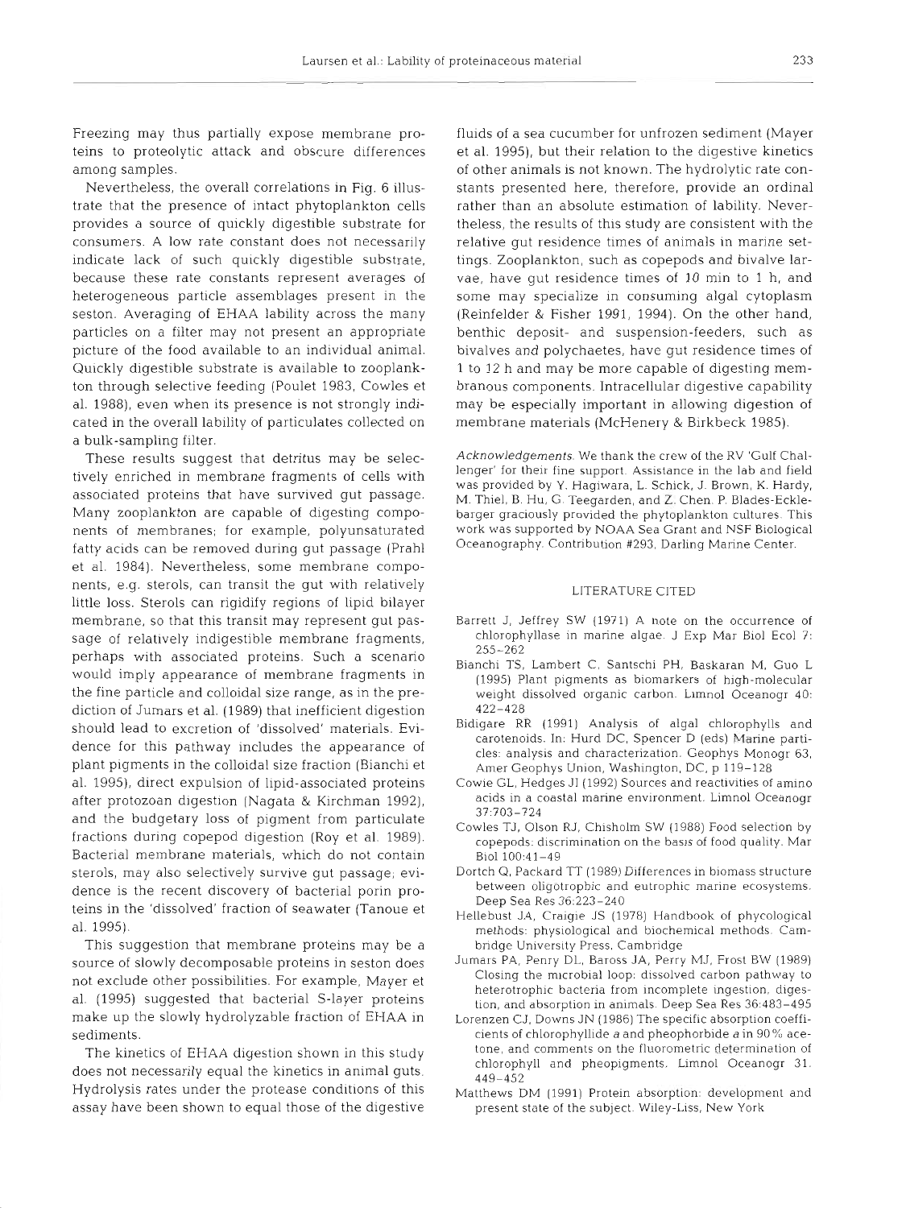Freezing may thus partially expose membrane proteins to proteolytic attack and obscure differences among samples.

Nevertheless, the overall correlations in Fig. 6 illustrate that the presence of intact phytoplankton cells provides a source of quickly digestible substrate for consumers. A low rate constant does not necessarily indicate lack of such quickly digestible substrate, because these rate constants represent averages of heterogeneous particle assemblages present in the seston. Averaging of EHAA lability across the many particles on a filter may not present an appropriate picture of the food available to an individual animal. Quickly digestible substrate is available to zooplankton through selective feeding (Poulet 1983, Cowles et al. 1988), even when its presence is not strongly indicated in the overall lability of particulates collected on a bulk-sampling filter.

These results suggest that detritus may be selectively enriched in membrane fragments of cells with associated proteins that have survived gut passage. Many zooplankton are capable of digesting components of membranes; for example, polyunsaturated fatty acids can be removed during gut passage (Prahl et al. 1984). Nevertheless, some membrane components, e.g. sterols, can transit the gut with relatively little loss. Sterols can rigidify regions of lipid bilayer membrane, so that this transit may represent gut passage of relatively indigestible membrane fragments, perhaps with associated proteins. Such a scenario would imply appearance of membrane fragments in the fine particle and colloidal size range, as in the prediction of Jumars et al. (1989) that inefficient digestion should lead to excretion of 'dissolved' materials. Evidence for this pathway includes the appearance of plant pigments in the colloidal size fraction (Bianchi et al. 1995), direct expulsion of lipid-associated proteins after protozoan digestion (Nagata & Kirchman 1992), and the budgetary loss of pigment from particulate fractions during copepod digestion (Roy et al. 1989). Bacterial membrane materials, which do not contain sterols, may also selectively survive gut passage; evidence is the recent discovery of bacterial porin proteins in the 'dissolved' fraction of seawater (Tanoue et al. 1995).

This suggestion that membrane proteins may be a source of slowly decomposable proteins in seston does not exclude other possibilities. For example, Mayer et al. (1995) suggested that bacterial S-layer proteins make up the slowly hydrolyzable fraction of EHAA in sediments.

The kinetics of EHAA digestion shown in this study does not necessarily equal the kinetics in animal guts. Hydrolysis rates under the protease conditions of this assay have been shown to equal those of the digestive fluids of a sea cucumber for unfrozen sediment (Mayer et al. 1995), but their relation to the digestive kinetics of other animals is not known. The hydrolytic rate constants presented here, therefore, provide an ordinal rather than an absolute estimation of lability. Nevertheless, the results of this study are consistent with the relative gut residence times of animals in marine settings. Zooplankton, such as copepods and bivalve larvae, have gut residence times of 10 min to 1 h, and some may specialize in consuming algal cytoplasm (Reinfelder & Fisher 1991, 1994). On the other hand, benthic deposit- and suspension-feeders, such as bivalves and polychaetes, have gut residence times of 1 to 12 h and may be more capable of digesting membranous components. Intracellular digestive capability may be especially important in allowing digestion of membrane materials (McHenery & Birkbeck 1985).

*Acknowledgements.* We thank the crew of the RV 'Gulf Challenger' for their fine support. Assistance in the lab and field was provided by Y. Hagiwara, L. Schick, J. Brown, K. Hardy, M. Thiel, B. Hu, G. Teegarden, and Z. Chen. P. Blades-Ecklebarger graciously provided the phytoplankton cultures. This work was supported by NOAA Sea Grant and NSF Biological Oceanography. Contribution #293, Darling Marine Center.

## LITERATURE CITED

Barrett J, Jeffrey SW (1971) A note on the occurrence of chlorophyllase in marine algae. J Exp Mar Biol Ecol 7: 255–262

Bianchi TS, Lambert C, Santschi PH, Baskaran M, Guo L (1995) Plant pigments as biomarkers of high-molecular weight dissolved organic carbon. Limnol Oceanogr 40: 422–428

Bidigare RR (1991) Analysis of algal chlorophylls and carotenoids. In: Hurd DC, Spencer D (eds) Marine particles: analysis and characterization. Geophys Monogr 63, Amer Geophys Union, Washington, DC, p 119–128

Cowie GL, Hedges JI (1992) Sources and reactivities of amino acids in a coastal marine environment. Limnol Oceanogr 37:703–724

Cowles TJ, Olson RJ, Chisholm SW (1988) Food selection by copepods: discrimination on the basis of food quality. Mar Biol 100:41–49

Dortch Q, Packard TT (1989) Differences in biomass structure between oligotrophic and eutrophic marine ecosystems. Deep Sea Res 36:223–240

Hellebust JA, Craigie JS (1978) Handbook of phycological methods: physiological and biochemical methods. Cambridge University Press, Cambridge

Jumars PA, Penry DL, Baross JA, Perry MJ, Frost BW (1989) Closing the microbial loop: dissolved carbon pathway to heterotrophic bacteria from incomplete ingestion, digestion, and absorption in animals. Deep Sea Res 36:483–495

Lorenzen CJ, Downs JN (1986) The specific absorption coefficients of chlorophyllide *a* and pheophorbide *a* in 90% acetone, and comments on the fluorometric determination of chlorophyll and pheopigments. Limnol Oceanogr 31: 449–452

Matthews DM (1991) Protein absorption: development and present state of the subject. Wiley-Liss, New York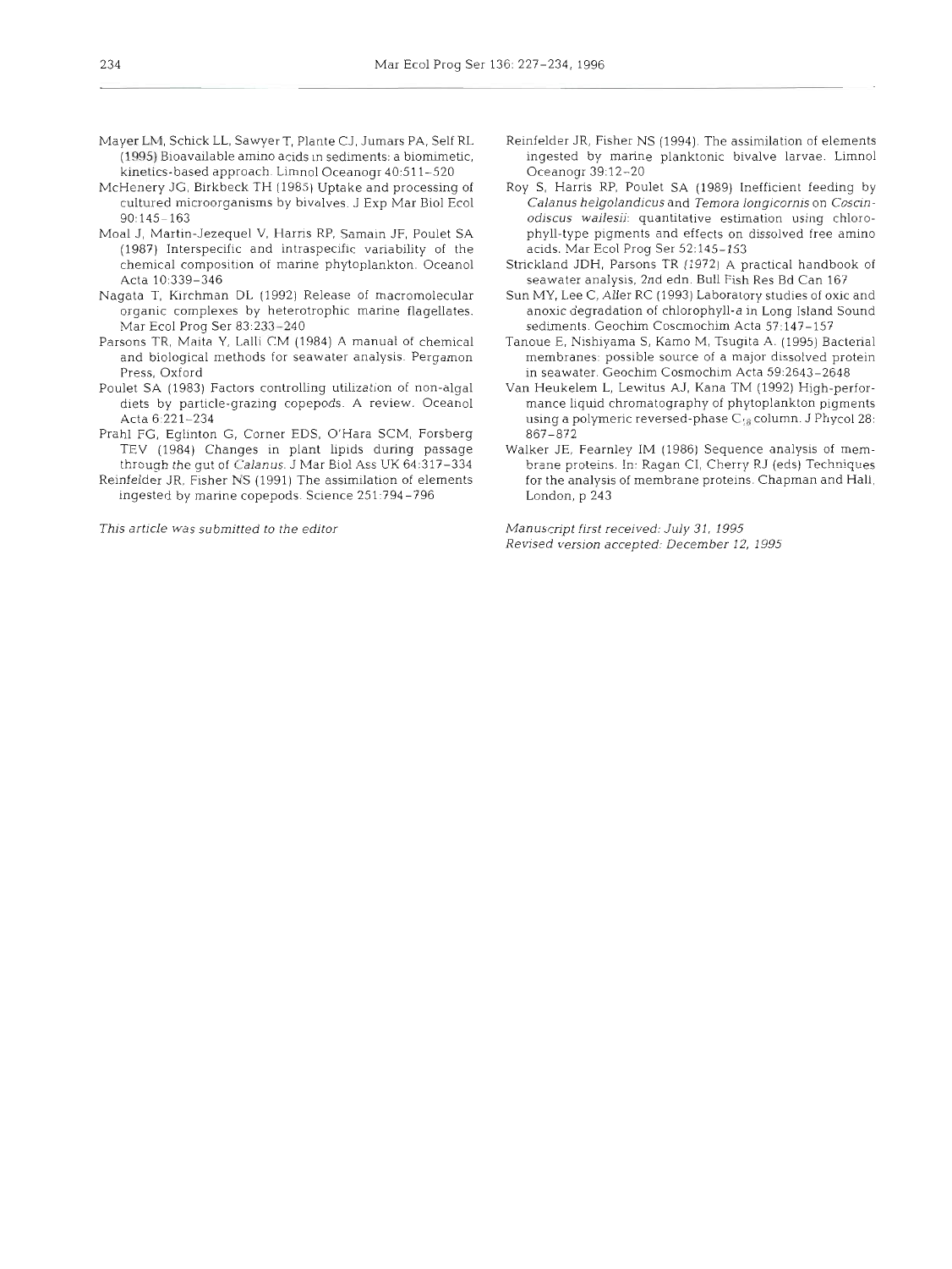Mayer LM, Schick LL, Sawyer T, Plante CJ, Jumars PA, Self RL (1995) Bioavailable amino acids in sediments: a biomimetic, kinetics-based approach. Limnol Oceanogr 40:511–520

McHenery JG, Birkbeck TH (1985) Uptake and processing of cultured microorganisms by bivalves. J Exp Mar Biol Ecol 90:145–163

Moal J, Martin-Jezequel V, Harris RP, Samain JF, Poulet SA (1987) Interspecific and intraspecific variability of the chemical composition of marine phytoplankton. Oceanol Acta 10:339–346

Nagata T, Kirchman DL (1992) Release of macromolecular organic complexes by heterotrophic marine flagellates. Mar Ecol Prog Ser 83:233–240

Parsons TR, Maita Y, Lalli CM (1984) A manual of chemical and biological methods for seawater analysis. Pergamon Press, Oxford

Poulet SA (1983) Factors controlling utilization of non-algal diets by particle-grazing copepods. A review. Oceanol Acta 6:221–234

Prahl FG, Eglinton G, Corner EDS, O'Hara SCM, Forsberg TEV (1984) Changes in plant lipids during passage through the gut of *Calanus*. J Mar Biol Ass UK 64:317–334

Reinfelder JR, Fisher NS (1991) The assimilation of elements ingested by marine copepods. Science 251:794–796

Reinfelder JR, Fisher NS (1994). The assimilation of elements ingested by marine planktonic bivalve larvae. Limnol Oceanogr 39:12–20

Roy S, Harris RP, Poulet SA (1989) Inefficient feeding by *Calanus helgolandicus* and *Temora longicornis* on *Coscinodiscus wailesii*: quantitative estimation using chlorophyll-type pigments and effects on dissolved free amino acids. Mar Ecol Prog Ser 52:145–153

Strickland JDH, Parsons TR (1972) A practical handbook of seawater analysis, 2nd edn. Bull Fish Res Bd Can 167

Sun MY, Lee C, Aller RC (1993) Laboratory studies of oxic and anoxic degradation of chlorophyll-*a* in Long Island Sound sediments. Geochim Coscmochim Acta 57:147–157

Tanoue E, Nishiyama S, Kamo M, Tsugita A. (1995) Bacterial membranes: possible source of a major dissolved protein in seawater. Geochim Cosmochim Acta 59:2643–2648

Van Heukelem L, Lewitus AJ, Kana TM (1992) High-performance liquid chromatography of phytoplankton pigments using a polymeric reversed-phase $C_{18}$ column. J Phycol 28: 867–872

Walker JE, Fearnley IM (1986) Sequence analysis of membrane proteins. In: Ragan CI, Cherry RJ (eds) Techniques for the analysis of membrane proteins. Chapman and Hall, London, p 243

*This article was submitted to the editor*

*Manuscript first received: July 31, 1995*
*Revised version accepted: December 12, 1995*